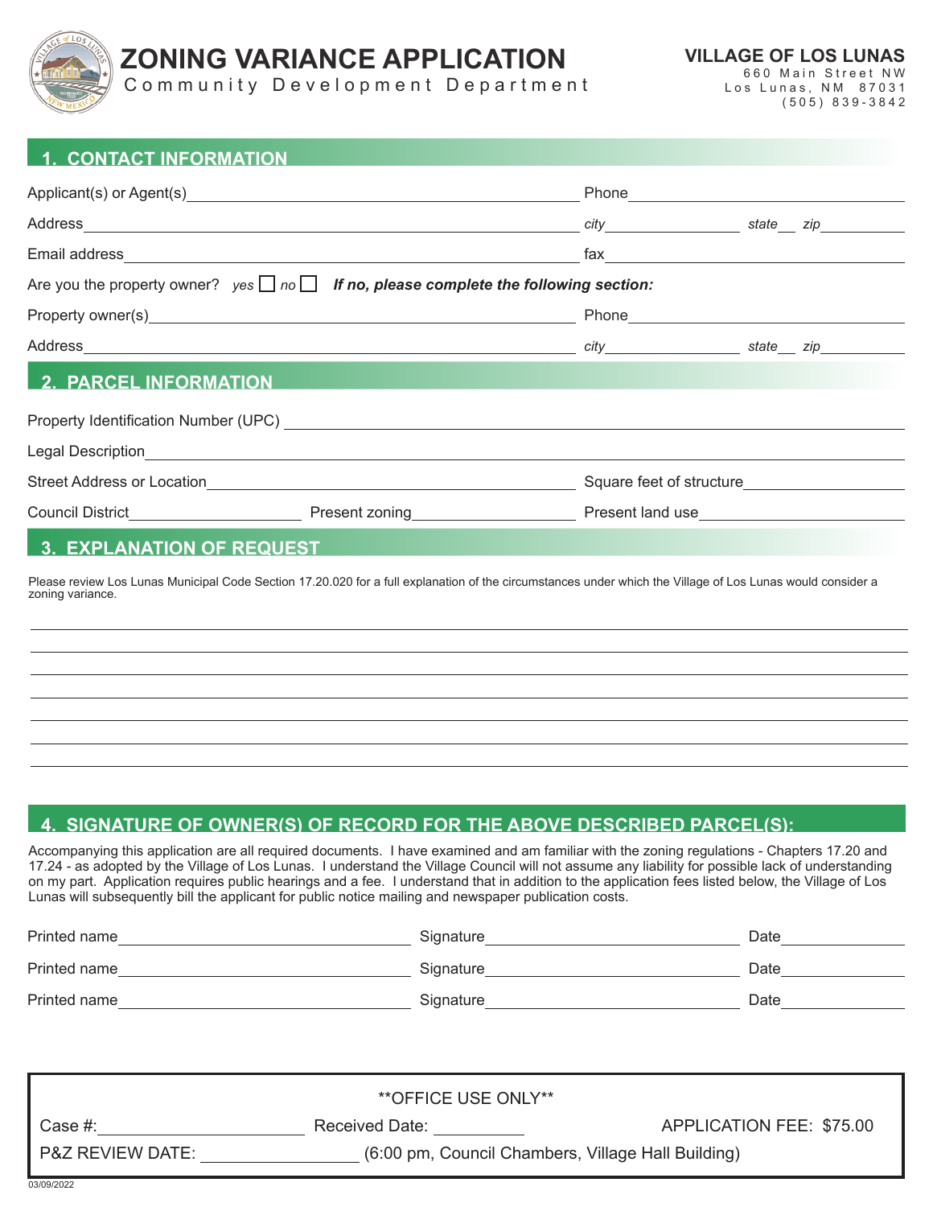# ZONING VARIANCE APPLICATION

Community Development Department

**VILLAGE OF LOS LUNAS**
660 Main Street NW
Los Lunas, NM 87031
(505) 839-3842

## 1. CONTACT INFORMATION

Applicant(s) or Agent(s)\_\_\_\_\_\_\_\_\_\_\_\_\_\_\_\_\_\_\_\_ Phone\_\_\_\_\_\_\_\_\_\_\_\_\_\_\_\_\_\_\_\_

Address\_\_\_\_\_\_\_\_\_\_\_\_\_\_\_\_\_\_\_\_ *city*\_\_\_\_\_\_\_\_\_\_ *state*\_\_ *zip*\_\_\_\_\_\_\_\_\_\_

Email address\_\_\_\_\_\_\_\_\_\_\_\_\_\_\_\_\_\_\_\_ fax\_\_\_\_\_\_\_\_\_\_\_\_\_\_\_\_\_\_\_\_

Are you the property owner? *yes* ☐ *no* ☐ ***If no, please complete the following section:***

Property owner(s)\_\_\_\_\_\_\_\_\_\_\_\_\_\_\_\_\_\_\_\_ Phone\_\_\_\_\_\_\_\_\_\_\_\_\_\_\_\_\_\_\_\_

Address\_\_\_\_\_\_\_\_\_\_\_\_\_\_\_\_\_\_\_\_ *city*\_\_\_\_\_\_\_\_\_\_ *state*\_\_ *zip*\_\_\_\_\_\_\_\_\_\_

## 2. PARCEL INFORMATION

Property Identification Number (UPC) \_\_\_\_\_\_\_\_\_\_\_\_\_\_\_\_\_\_\_\_

Legal Description\_\_\_\_\_\_\_\_\_\_\_\_\_\_\_\_\_\_\_\_

Street Address or Location\_\_\_\_\_\_\_\_\_\_\_\_\_\_\_\_\_\_\_\_ Square feet of structure\_\_\_\_\_\_\_\_\_\_\_\_\_\_\_\_\_\_\_\_

Council District\_\_\_\_\_\_\_\_\_\_ Present zoning\_\_\_\_\_\_\_\_\_\_ Present land use\_\_\_\_\_\_\_\_\_\_

## 3. EXPLANATION OF REQUEST

Please review Los Lunas Municipal Code Section 17.20.020 for a full explanation of the circumstances under which the Village of Los Lunas would consider a zoning variance.

\_\_\_\_\_\_\_\_\_\_\_\_\_\_\_\_\_\_\_\_\_\_\_\_\_\_\_\_\_\_\_\_\_\_\_\_\_\_\_\_

\_\_\_\_\_\_\_\_\_\_\_\_\_\_\_\_\_\_\_\_\_\_\_\_\_\_\_\_\_\_\_\_\_\_\_\_\_\_\_\_

\_\_\_\_\_\_\_\_\_\_\_\_\_\_\_\_\_\_\_\_\_\_\_\_\_\_\_\_\_\_\_\_\_\_\_\_\_\_\_\_

\_\_\_\_\_\_\_\_\_\_\_\_\_\_\_\_\_\_\_\_\_\_\_\_\_\_\_\_\_\_\_\_\_\_\_\_\_\_\_\_

\_\_\_\_\_\_\_\_\_\_\_\_\_\_\_\_\_\_\_\_\_\_\_\_\_\_\_\_\_\_\_\_\_\_\_\_\_\_\_\_

\_\_\_\_\_\_\_\_\_\_\_\_\_\_\_\_\_\_\_\_\_\_\_\_\_\_\_\_\_\_\_\_\_\_\_\_\_\_\_\_

\_\_\_\_\_\_\_\_\_\_\_\_\_\_\_\_\_\_\_\_\_\_\_\_\_\_\_\_\_\_\_\_\_\_\_\_\_\_\_\_

## 4. SIGNATURE OF OWNER(S) OF RECORD FOR THE ABOVE DESCRIBED PARCEL(S):

Accompanying this application are all required documents. I have examined and am familiar with the zoning regulations - Chapters 17.20 and 17.24 - as adopted by the Village of Los Lunas. I understand the Village Council will not assume any liability for possible lack of understanding on my part. Application requires public hearings and a fee. I understand that in addition to the application fees listed below, the Village of Los Lunas will subsequently bill the applicant for public notice mailing and newspaper publication costs.

Printed name\_\_\_\_\_\_\_\_\_\_\_\_\_\_\_\_\_\_\_\_ Signature\_\_\_\_\_\_\_\_\_\_\_\_\_\_\_\_\_\_\_\_ Date\_\_\_\_\_\_\_\_\_\_

Printed name\_\_\_\_\_\_\_\_\_\_\_\_\_\_\_\_\_\_\_\_ Signature\_\_\_\_\_\_\_\_\_\_\_\_\_\_\_\_\_\_\_\_ Date\_\_\_\_\_\_\_\_\_\_

Printed name\_\_\_\_\_\_\_\_\_\_\_\_\_\_\_\_\_\_\_\_ Signature\_\_\_\_\_\_\_\_\_\_\_\_\_\_\_\_\_\_\_\_ Date\_\_\_\_\_\_\_\_\_\_

---

**OFFICE USE ONLY**

Case #:\_\_\_\_\_\_\_\_\_\_\_\_\_\_\_\_\_\_\_\_ Received Date: \_\_\_\_\_\_\_\_\_\_ APPLICATION FEE: $75.00

P&Z REVIEW DATE: \_\_\_\_\_\_\_\_\_\_\_\_\_\_\_\_\_\_\_\_ (6:00 pm, Council Chambers, Village Hall Building)

---

03/09/2022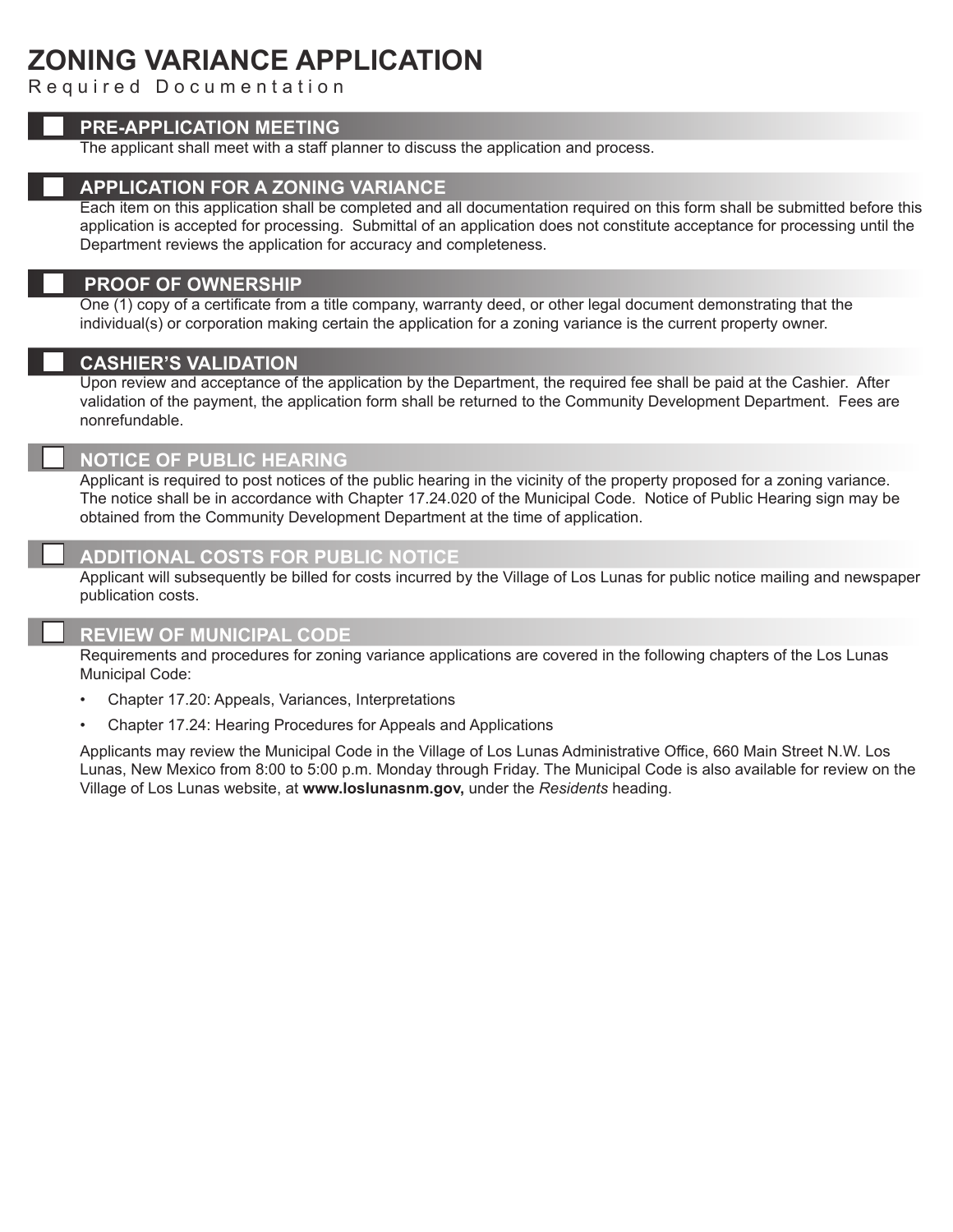# ZONING VARIANCE APPLICATION

Required Documentation

## ☐ PRE-APPLICATION MEETING

The applicant shall meet with a staff planner to discuss the application and process.

## ☐ APPLICATION FOR A ZONING VARIANCE

Each item on this application shall be completed and all documentation required on this form shall be submitted before this application is accepted for processing. Submittal of an application does not constitute acceptance for processing until the Department reviews the application for accuracy and completeness.

## ☐ PROOF OF OWNERSHIP

One (1) copy of a certificate from a title company, warranty deed, or other legal document demonstrating that the individual(s) or corporation making certain the application for a zoning variance is the current property owner.

## ☐ CASHIER'S VALIDATION

Upon review and acceptance of the application by the Department, the required fee shall be paid at the Cashier. After validation of the payment, the application form shall be returned to the Community Development Department. Fees are nonrefundable.

## ☐ NOTICE OF PUBLIC HEARING

Applicant is required to post notices of the public hearing in the vicinity of the property proposed for a zoning variance. The notice shall be in accordance with Chapter 17.24.020 of the Municipal Code. Notice of Public Hearing sign may be obtained from the Community Development Department at the time of application.

## ☐ ADDITIONAL COSTS FOR PUBLIC NOTICE

Applicant will subsequently be billed for costs incurred by the Village of Los Lunas for public notice mailing and newspaper publication costs.

## ☐ REVIEW OF MUNICIPAL CODE

Requirements and procedures for zoning variance applications are covered in the following chapters of the Los Lunas Municipal Code:

- Chapter 17.20: Appeals, Variances, Interpretations
- Chapter 17.24: Hearing Procedures for Appeals and Applications

Applicants may review the Municipal Code in the Village of Los Lunas Administrative Office, 660 Main Street N.W. Los Lunas, New Mexico from 8:00 to 5:00 p.m. Monday through Friday. The Municipal Code is also available for review on the Village of Los Lunas website, at **www.loslunasnm.gov,** under the *Residents* heading.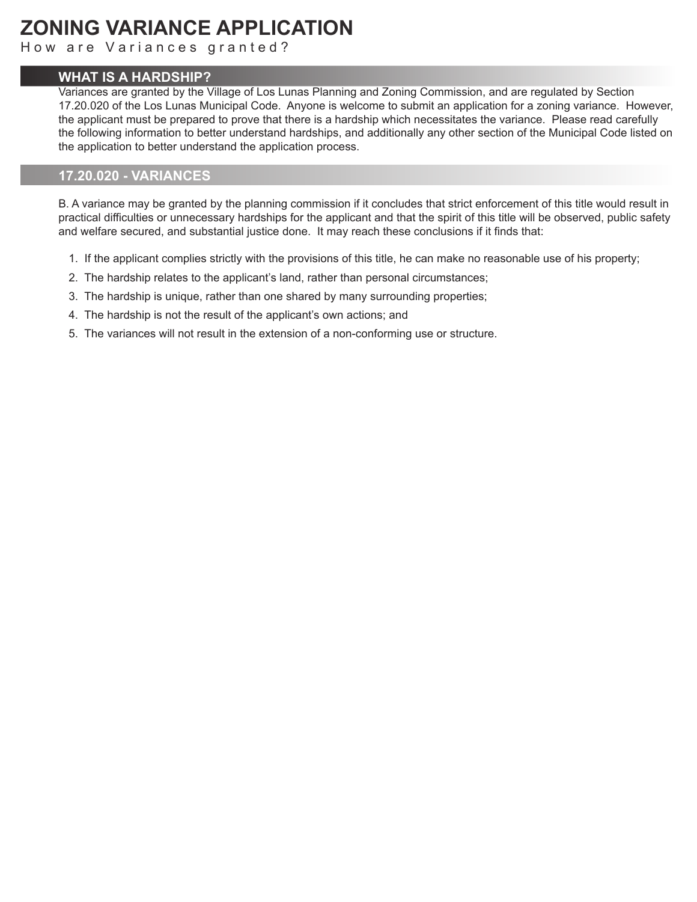# ZONING VARIANCE APPLICATION

How are Variances granted?

## WHAT IS A HARDSHIP?

Variances are granted by the Village of Los Lunas Planning and Zoning Commission, and are regulated by Section 17.20.020 of the Los Lunas Municipal Code. Anyone is welcome to submit an application for a zoning variance. However, the applicant must be prepared to prove that there is a hardship which necessitates the variance. Please read carefully the following information to better understand hardships, and additionally any other section of the Municipal Code listed on the application to better understand the application process.

## 17.20.020 - VARIANCES

B. A variance may be granted by the planning commission if it concludes that strict enforcement of this title would result in practical difficulties or unnecessary hardships for the applicant and that the spirit of this title will be observed, public safety and welfare secured, and substantial justice done. It may reach these conclusions if it finds that:

1. If the applicant complies strictly with the provisions of this title, he can make no reasonable use of his property;
2. The hardship relates to the applicant's land, rather than personal circumstances;
3. The hardship is unique, rather than one shared by many surrounding properties;
4. The hardship is not the result of the applicant's own actions; and
5. The variances will not result in the extension of a non-conforming use or structure.